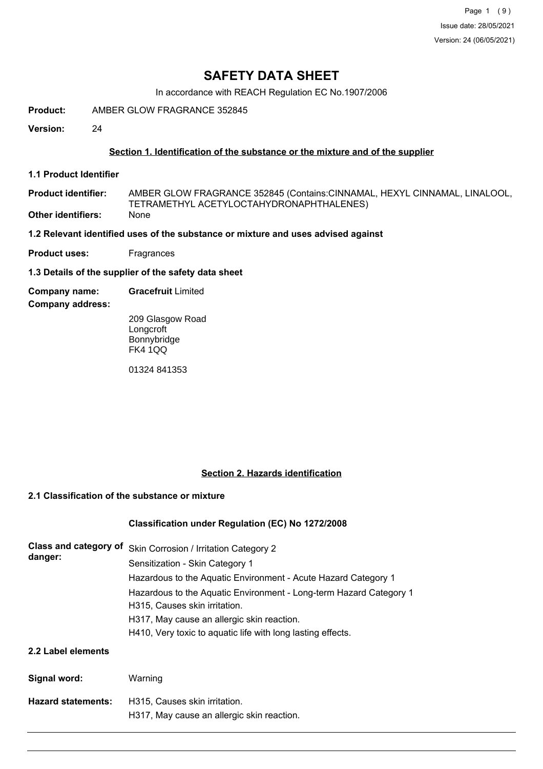# SAFETY DATA SHEET

In accordance with REACH Regulation EC No.1907/2006

**Product:** AMBER GLOW FRAGRANCE 352845

**Version:** 24

## Section 1. Identification of the substance or the mixture and of the supplier

### 1.1 Product Identifier

**Product identifier:** AMBER GLOW FRAGRANCE 352845 (Contains:CINNAMAL, HEXYL CINNAMAL, LINALOOL, TETRAMETHYL ACETYLOCTAHYDRONAPHTHALENES)

**Other identifiers:** None

### 1.2 Relevant identified uses of the substance or mixture and uses advised against

**Product uses:** Fragrances

### 1.3 Details of the supplier of the safety data sheet

**Company name:** **Gracefruit** Limited

**Company address:**

209 Glasgow Road
Longcroft
Bonnybridge
FK4 1QQ

01324 841353

## Section 2. Hazards identification

### 2.1 Classification of the substance or mixture

**Classification under Regulation (EC) No 1272/2008**

**Class and category of danger:**

Skin Corrosion / Irritation Category 2
Sensitization - Skin Category 1
Hazardous to the Aquatic Environment - Acute Hazard Category 1
Hazardous to the Aquatic Environment - Long-term Hazard Category 1
H315, Causes skin irritation.
H317, May cause an allergic skin reaction.
H410, Very toxic to aquatic life with long lasting effects.

### 2.2 Label elements

**Signal word:** Warning

**Hazard statements:**

H315, Causes skin irritation.
H317, May cause an allergic skin reaction.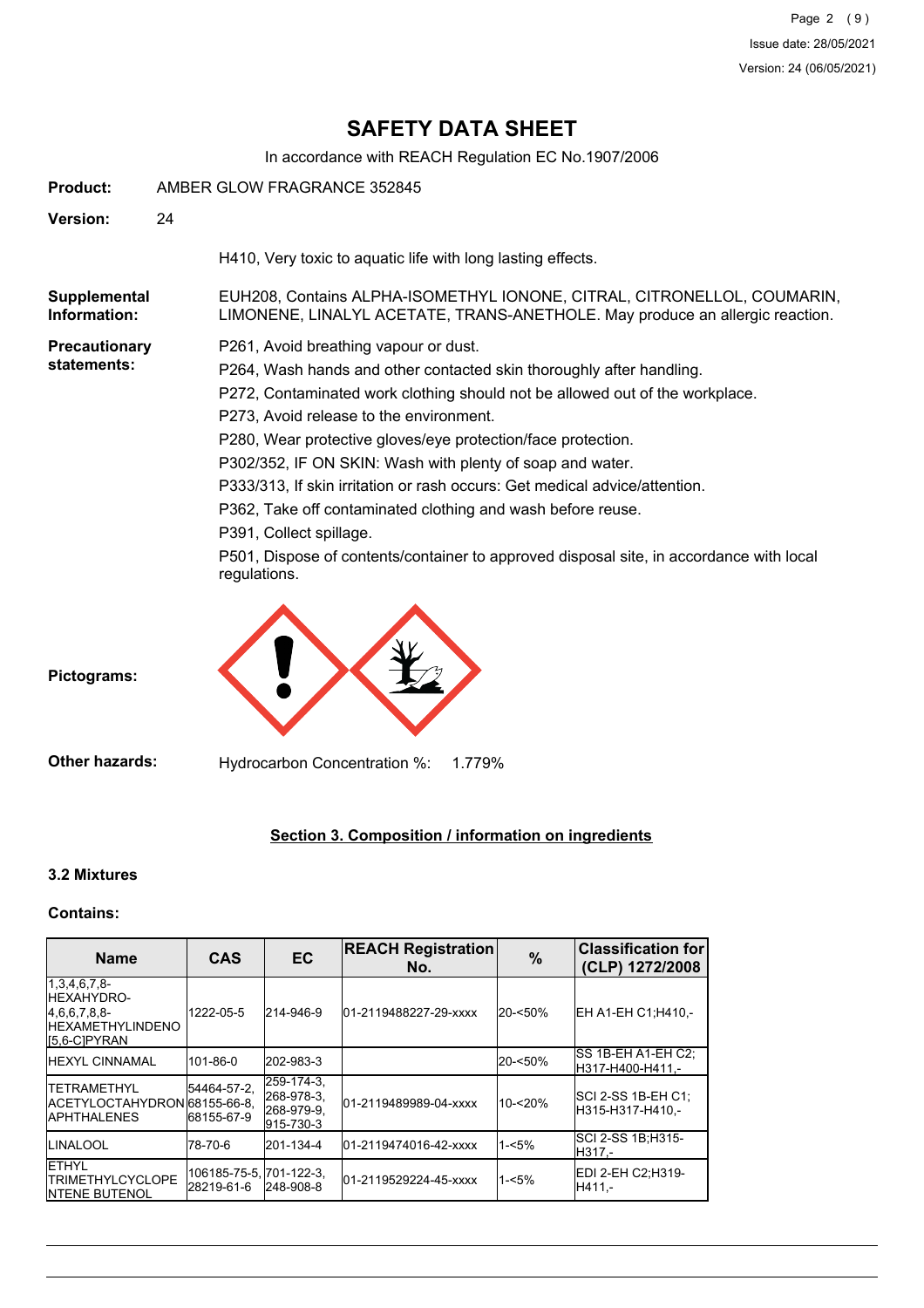# SAFETY DATA SHEET

In accordance with REACH Regulation EC No.1907/2006

**Product:** AMBER GLOW FRAGRANCE 352845

**Version:** 24

H410, Very toxic to aquatic life with long lasting effects.

**Supplemental Information:** EUH208, Contains ALPHA-ISOMETHYL IONONE, CITRAL, CITRONELLOL, COUMARIN, LIMONENE, LINALYL ACETATE, TRANS-ANETHOLE. May produce an allergic reaction.

**Precautionary statements:**

P261, Avoid breathing vapour or dust.

P264, Wash hands and other contacted skin thoroughly after handling.

P272, Contaminated work clothing should not be allowed out of the workplace.

P273, Avoid release to the environment.

P280, Wear protective gloves/eye protection/face protection.

P302/352, IF ON SKIN: Wash with plenty of soap and water.

P333/313, If skin irritation or rash occurs: Get medical advice/attention.

P362, Take off contaminated clothing and wash before reuse.

P391, Collect spillage.

P501, Dispose of contents/container to approved disposal site, in accordance with local regulations.

**Pictograms:**

**Other hazards:** Hydrocarbon Concentration %: 1.779%

## Section 3. Composition / information on ingredients

### 3.2 Mixtures

**Contains:**

| Name | CAS | EC | REACH Registration No. | % | Classification for (CLP) 1272/2008 |
|---|---|---|---|---|---|
| 1,3,4,6,7,8-HEXAHYDRO-4,6,6,7,8,8-HEXAMETHYLINDENO [5,6-C]PYRAN | 1222-05-5 | 214-946-9 | 01-2119488227-29-xxxx | 20-<50% | EH A1-EH C1;H410,- |
| HEXYL CINNAMAL | 101-86-0 | 202-983-3 | | 20-<50% | SS 1B-EH A1-EH C2; H317-H400-H411,- |
| TETRAMETHYL ACETYLOCTAHYDRONAPHTHALENES | 54464-57-2, 68155-66-8, 68155-67-9 | 259-174-3, 268-978-3, 268-979-9, 915-730-3 | 01-2119489989-04-xxxx | 10-<20% | SCI 2-SS 1B-EH C1; H315-H317-H410,- |
| LINALOOL | 78-70-6 | 201-134-4 | 01-2119474016-42-xxxx | 1-<5% | SCI 2-SS 1B;H315-H317,- |
| ETHYL TRIMETHYLCYCLOPENTENE BUTENOL | 106185-75-5, 28219-61-6 | 701-122-3, 248-908-8 | 01-2119529224-45-xxxx | 1-<5% | EDI 2-EH C2;H319-H411,- |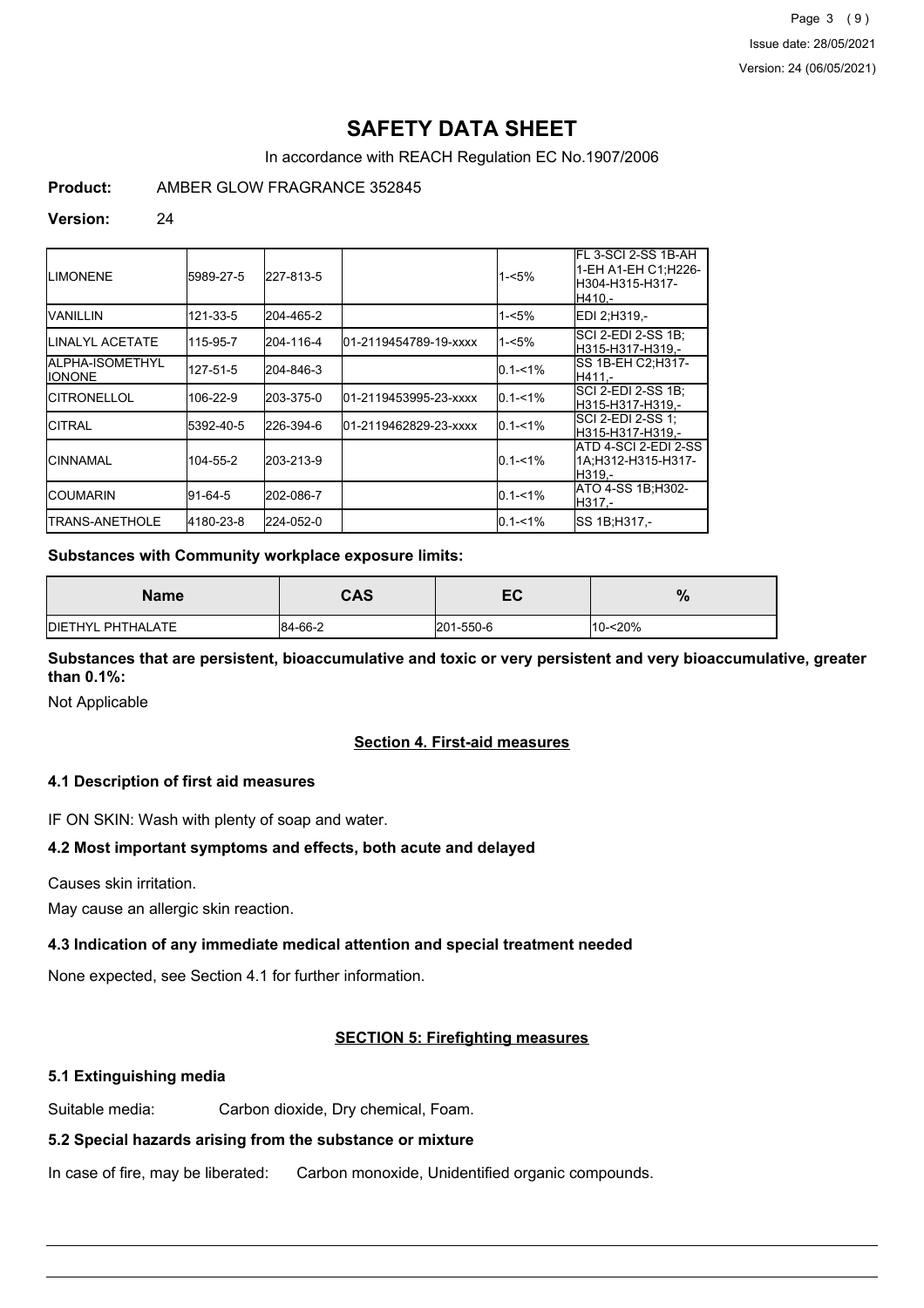# SAFETY DATA SHEET

In accordance with REACH Regulation EC No.1907/2006

**Product:** AMBER GLOW FRAGRANCE 352845

**Version:** 24

| | | | | | |
|---|---|---|---|---|---|
| LIMONENE | 5989-27-5 | 227-813-5 | | 1-<5% | FL 3-SCI 2-SS 1B-AH 1-EH A1-EH C1;H226-H304-H315-H317-H410,- |
| VANILLIN | 121-33-5 | 204-465-2 | | 1-<5% | EDI 2;H319,- |
| LINALYL ACETATE | 115-95-7 | 204-116-4 | 01-2119454789-19-xxxx | 1-<5% | SCI 2-EDI 2-SS 1B;H315-H317-H319,- |
| ALPHA-ISOMETHYL IONONE | 127-51-5 | 204-846-3 | | 0.1-<1% | SS 1B-EH C2;H317-H411,- |
| CITRONELLOL | 106-22-9 | 203-375-0 | 01-2119453995-23-xxxx | 0.1-<1% | SCI 2-EDI 2-SS 1B;H315-H317-H319,- |
| CITRAL | 5392-40-5 | 226-394-6 | 01-2119462829-23-xxxx | 0.1-<1% | SCI 2-EDI 2-SS 1;H315-H317-H319,- |
| CINNAMAL | 104-55-2 | 203-213-9 | | 0.1-<1% | ATD 4-SCI 2-EDI 2-SS 1A;H312-H315-H317-H319,- |
| COUMARIN | 91-64-5 | 202-086-7 | | 0.1-<1% | ATO 4-SS 1B;H302-H317,- |
| TRANS-ANETHOLE | 4180-23-8 | 224-052-0 | | 0.1-<1% | SS 1B;H317,- |

**Substances with Community workplace exposure limits:**

| Name | CAS | EC | % |
|---|---|---|---|
| DIETHYL PHTHALATE | 84-66-2 | 201-550-6 | 10-<20% |

**Substances that are persistent, bioaccumulative and toxic or very persistent and very bioaccumulative, greater than 0.1%:**

Not Applicable

## Section 4. First-aid measures

### 4.1 Description of first aid measures

IF ON SKIN: Wash with plenty of soap and water.

### 4.2 Most important symptoms and effects, both acute and delayed

Causes skin irritation.

May cause an allergic skin reaction.

### 4.3 Indication of any immediate medical attention and special treatment needed

None expected, see Section 4.1 for further information.

## SECTION 5: Firefighting measures

### 5.1 Extinguishing media

Suitable media: Carbon dioxide, Dry chemical, Foam.

### 5.2 Special hazards arising from the substance or mixture

In case of fire, may be liberated: Carbon monoxide, Unidentified organic compounds.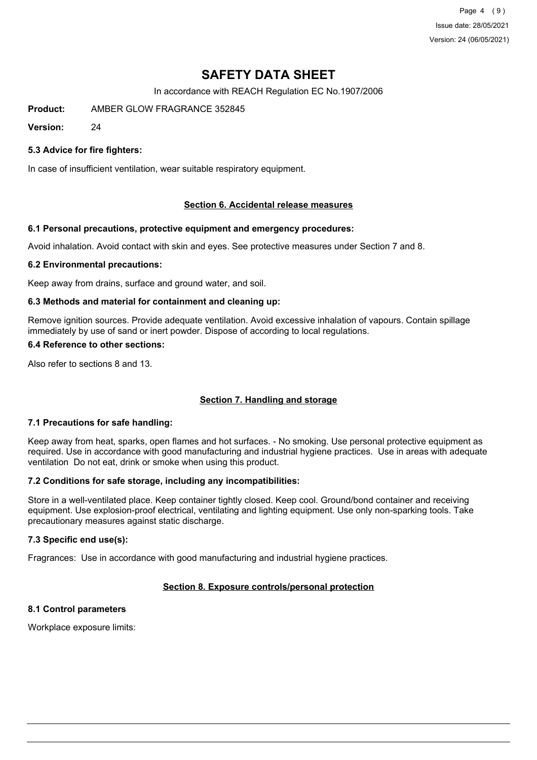# SAFETY DATA SHEET

In accordance with REACH Regulation EC No.1907/2006

**Product:** AMBER GLOW FRAGRANCE 352845

**Version:** 24

### 5.3 Advice for fire fighters:

In case of insufficient ventilation, wear suitable respiratory equipment.

## Section 6. Accidental release measures

### 6.1 Personal precautions, protective equipment and emergency procedures:

Avoid inhalation. Avoid contact with skin and eyes. See protective measures under Section 7 and 8.

### 6.2 Environmental precautions:

Keep away from drains, surface and ground water, and soil.

### 6.3 Methods and material for containment and cleaning up:

Remove ignition sources. Provide adequate ventilation. Avoid excessive inhalation of vapours. Contain spillage immediately by use of sand or inert powder. Dispose of according to local regulations.

### 6.4 Reference to other sections:

Also refer to sections 8 and 13.

## Section 7. Handling and storage

### 7.1 Precautions for safe handling:

Keep away from heat, sparks, open flames and hot surfaces. - No smoking. Use personal protective equipment as required. Use in accordance with good manufacturing and industrial hygiene practices. Use in areas with adequate ventilation Do not eat, drink or smoke when using this product.

### 7.2 Conditions for safe storage, including any incompatibilities:

Store in a well-ventilated place. Keep container tightly closed. Keep cool. Ground/bond container and receiving equipment. Use explosion-proof electrical, ventilating and lighting equipment. Use only non-sparking tools. Take precautionary measures against static discharge.

### 7.3 Specific end use(s):

Fragrances: Use in accordance with good manufacturing and industrial hygiene practices.

## Section 8. Exposure controls/personal protection

### 8.1 Control parameters

Workplace exposure limits: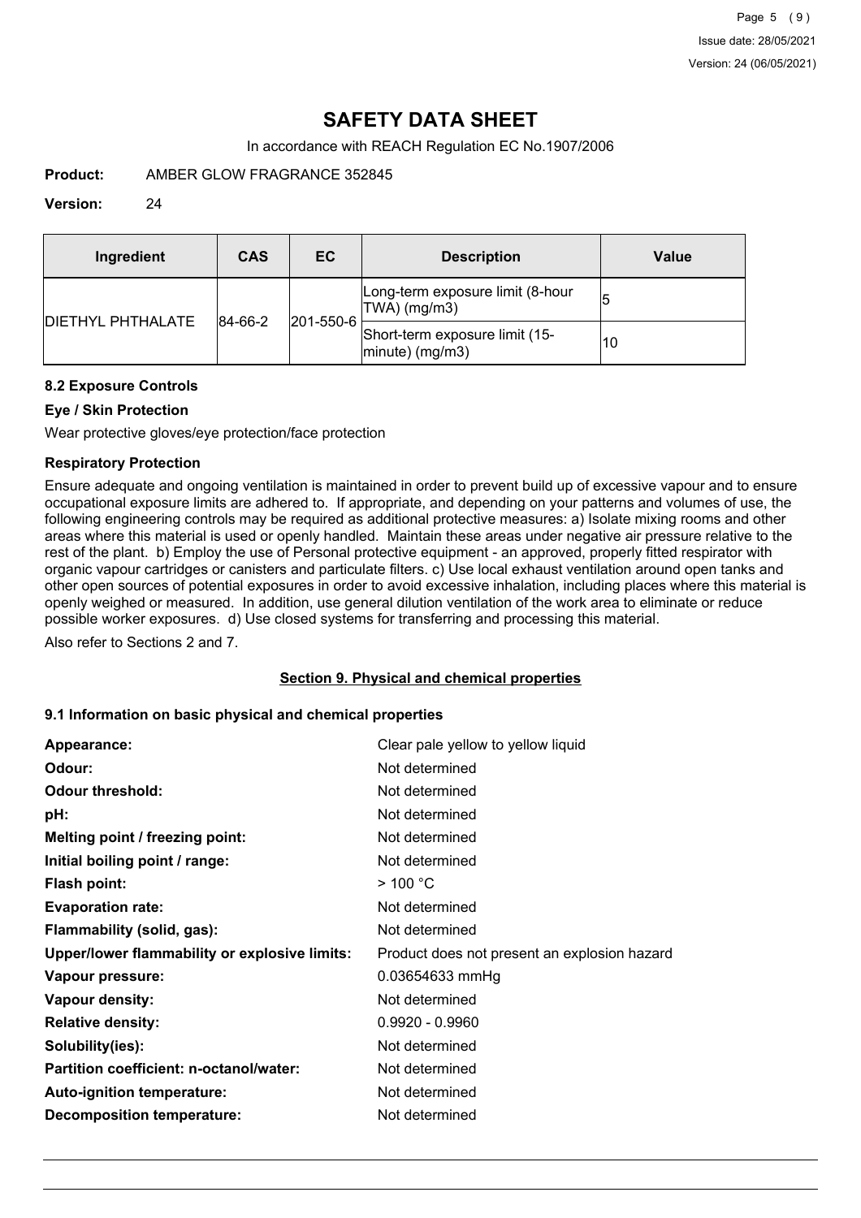| Ingredient | CAS | EC | Description | Value |
|---|---|---|---|---|
| DIETHYL PHTHALATE | 84-66-2 | 201-550-6 | Long-term exposure limit (8-hour TWA) (mg/m3) | 5 |
| | | | Short-term exposure limit (15-minute) (mg/m3) | 10 |

### 8.2 Exposure Controls

#### Eye / Skin Protection

Wear protective gloves/eye protection/face protection

#### Respiratory Protection

Ensure adequate and ongoing ventilation is maintained in order to prevent build up of excessive vapour and to ensure occupational exposure limits are adhered to. If appropriate, and depending on your patterns and volumes of use, the following engineering controls may be required as additional protective measures: a) Isolate mixing rooms and other areas where this material is used or openly handled. Maintain these areas under negative air pressure relative to the rest of the plant. b) Employ the use of Personal protective equipment - an approved, properly fitted respirator with organic vapour cartridges or canisters and particulate filters. c) Use local exhaust ventilation around open tanks and other open sources of potential exposures in order to avoid excessive inhalation, including places where this material is openly weighed or measured. In addition, use general dilution ventilation of the work area to eliminate or reduce possible worker exposures. d) Use closed systems for transferring and processing this material.

Also refer to Sections 2 and 7.

## Section 9. Physical and chemical properties

### 9.1 Information on basic physical and chemical properties

| | |
|---|---|
| **Appearance:** | Clear pale yellow to yellow liquid |
| **Odour:** | Not determined |
| **Odour threshold:** | Not determined |
| **pH:** | Not determined |
| **Melting point / freezing point:** | Not determined |
| **Initial boiling point / range:** | Not determined |
| **Flash point:** | > 100 °C |
| **Evaporation rate:** | Not determined |
| **Flammability (solid, gas):** | Not determined |
| **Upper/lower flammability or explosive limits:** | Product does not present an explosion hazard |
| **Vapour pressure:** | 0.03654633 mmHg |
| **Vapour density:** | Not determined |
| **Relative density:** | 0.9920 - 0.9960 |
| **Solubility(ies):** | Not determined |
| **Partition coefficient: n-octanol/water:** | Not determined |
| **Auto-ignition temperature:** | Not determined |
| **Decomposition temperature:** | Not determined |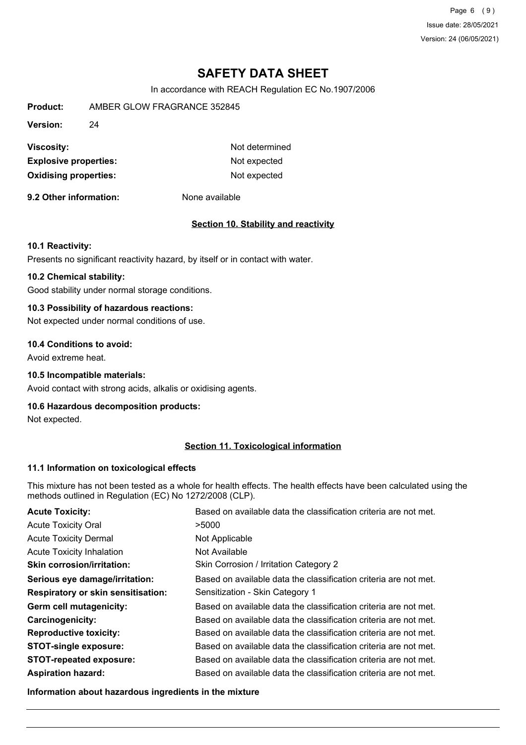# SAFETY DATA SHEET

In accordance with REACH Regulation EC No.1907/2006

**Product:** AMBER GLOW FRAGRANCE 352845

**Version:** 24

| | |
|---|---|
| **Viscosity:** | Not determined |
| **Explosive properties:** | Not expected |
| **Oxidising properties:** | Not expected |

**9.2 Other information:** None available

## Section 10. Stability and reactivity

### 10.1 Reactivity:

Presents no significant reactivity hazard, by itself or in contact with water.

### 10.2 Chemical stability:

Good stability under normal storage conditions.

### 10.3 Possibility of hazardous reactions:

Not expected under normal conditions of use.

### 10.4 Conditions to avoid:

Avoid extreme heat.

### 10.5 Incompatible materials:

Avoid contact with strong acids, alkalis or oxidising agents.

### 10.6 Hazardous decomposition products:

Not expected.

## Section 11. Toxicological information

### 11.1 Information on toxicological effects

This mixture has not been tested as a whole for health effects. The health effects have been calculated using the methods outlined in Regulation (EC) No 1272/2008 (CLP).

| | |
|---|---|
| **Acute Toxicity:** | Based on available data the classification criteria are not met. |
| Acute Toxicity Oral | >5000 |
| Acute Toxicity Dermal | Not Applicable |
| Acute Toxicity Inhalation | Not Available |
| **Skin corrosion/irritation:** | Skin Corrosion / Irritation Category 2 |
| **Serious eye damage/irritation:** | Based on available data the classification criteria are not met. |
| **Respiratory or skin sensitisation:** | Sensitization - Skin Category 1 |
| **Germ cell mutagenicity:** | Based on available data the classification criteria are not met. |
| **Carcinogenicity:** | Based on available data the classification criteria are not met. |
| **Reproductive toxicity:** | Based on available data the classification criteria are not met. |
| **STOT-single exposure:** | Based on available data the classification criteria are not met. |
| **STOT-repeated exposure:** | Based on available data the classification criteria are not met. |
| **Aspiration hazard:** | Based on available data the classification criteria are not met. |

**Information about hazardous ingredients in the mixture**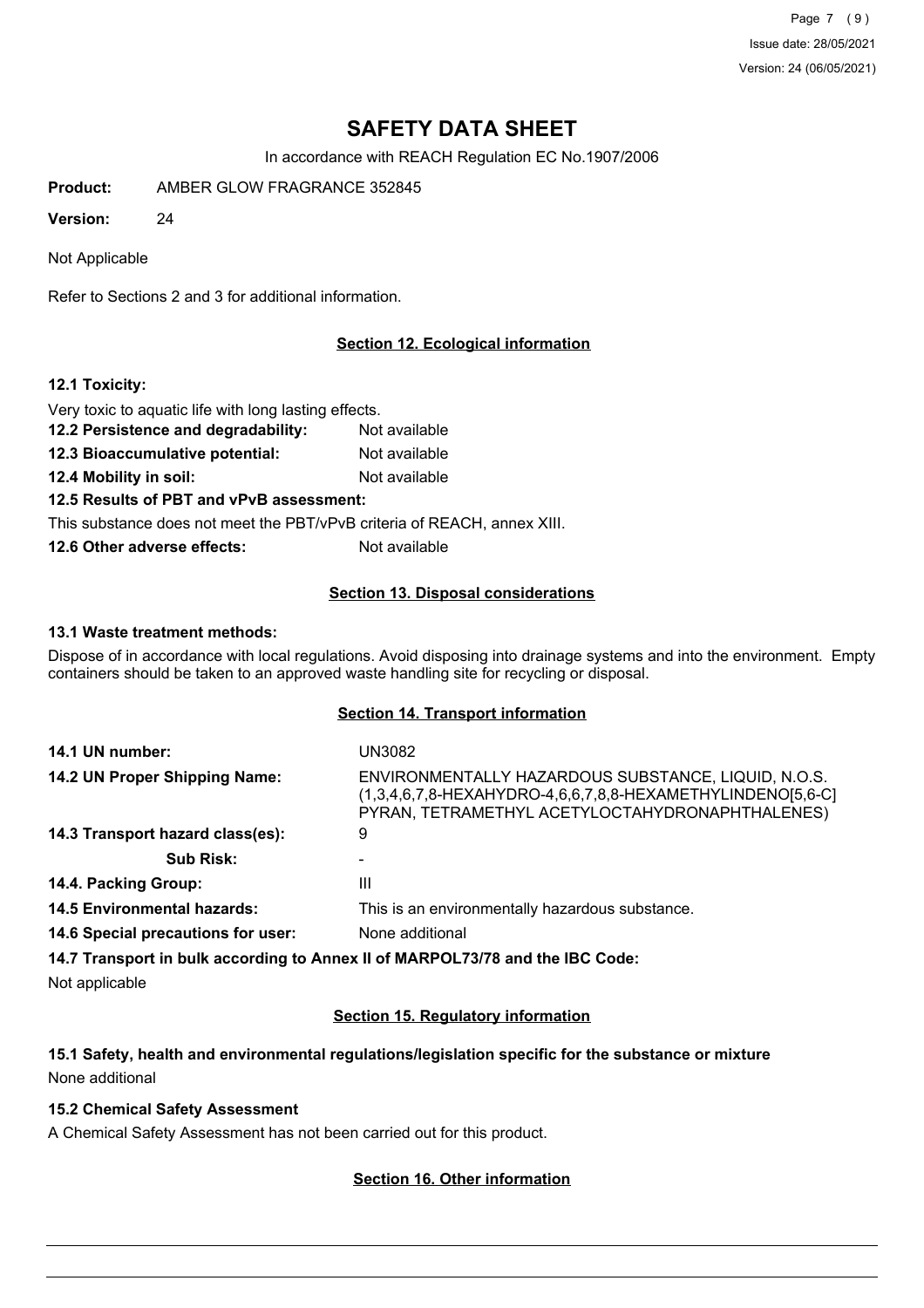# SAFETY DATA SHEET

In accordance with REACH Regulation EC No.1907/2006

**Product:** AMBER GLOW FRAGRANCE 352845

**Version:** 24

Not Applicable

Refer to Sections 2 and 3 for additional information.

## Section 12. Ecological information

**12.1 Toxicity:**

Very toxic to aquatic life with long lasting effects.

**12.2 Persistence and degradability:** Not available

**12.3 Bioaccumulative potential:** Not available

**12.4 Mobility in soil:** Not available

**12.5 Results of PBT and vPvB assessment:**

This substance does not meet the PBT/vPvB criteria of REACH, annex XIII.

**12.6 Other adverse effects:** Not available

## Section 13. Disposal considerations

**13.1 Waste treatment methods:**

Dispose of in accordance with local regulations. Avoid disposing into drainage systems and into the environment. Empty containers should be taken to an approved waste handling site for recycling or disposal.

## Section 14. Transport information

| | |
|---|---|
| **14.1 UN number:** | UN3082 |
| **14.2 UN Proper Shipping Name:** | ENVIRONMENTALLY HAZARDOUS SUBSTANCE, LIQUID, N.O.S. (1,3,4,6,7,8-HEXAHYDRO-4,6,6,7,8,8-HEXAMETHYLINDENO[5,6-C] PYRAN, TETRAMETHYL ACETYLOCTAHYDRONAPHTHALENES) |
| **14.3 Transport hazard class(es):** | 9 |
| **Sub Risk:** | - |
| **14.4. Packing Group:** | III |
| **14.5 Environmental hazards:** | This is an environmentally hazardous substance. |
| **14.6 Special precautions for user:** | None additional |

**14.7 Transport in bulk according to Annex II of MARPOL73/78 and the IBC Code:**

Not applicable

## Section 15. Regulatory information

**15.1 Safety, health and environmental regulations/legislation specific for the substance or mixture**

None additional

**15.2 Chemical Safety Assessment**

A Chemical Safety Assessment has not been carried out for this product.

## Section 16. Other information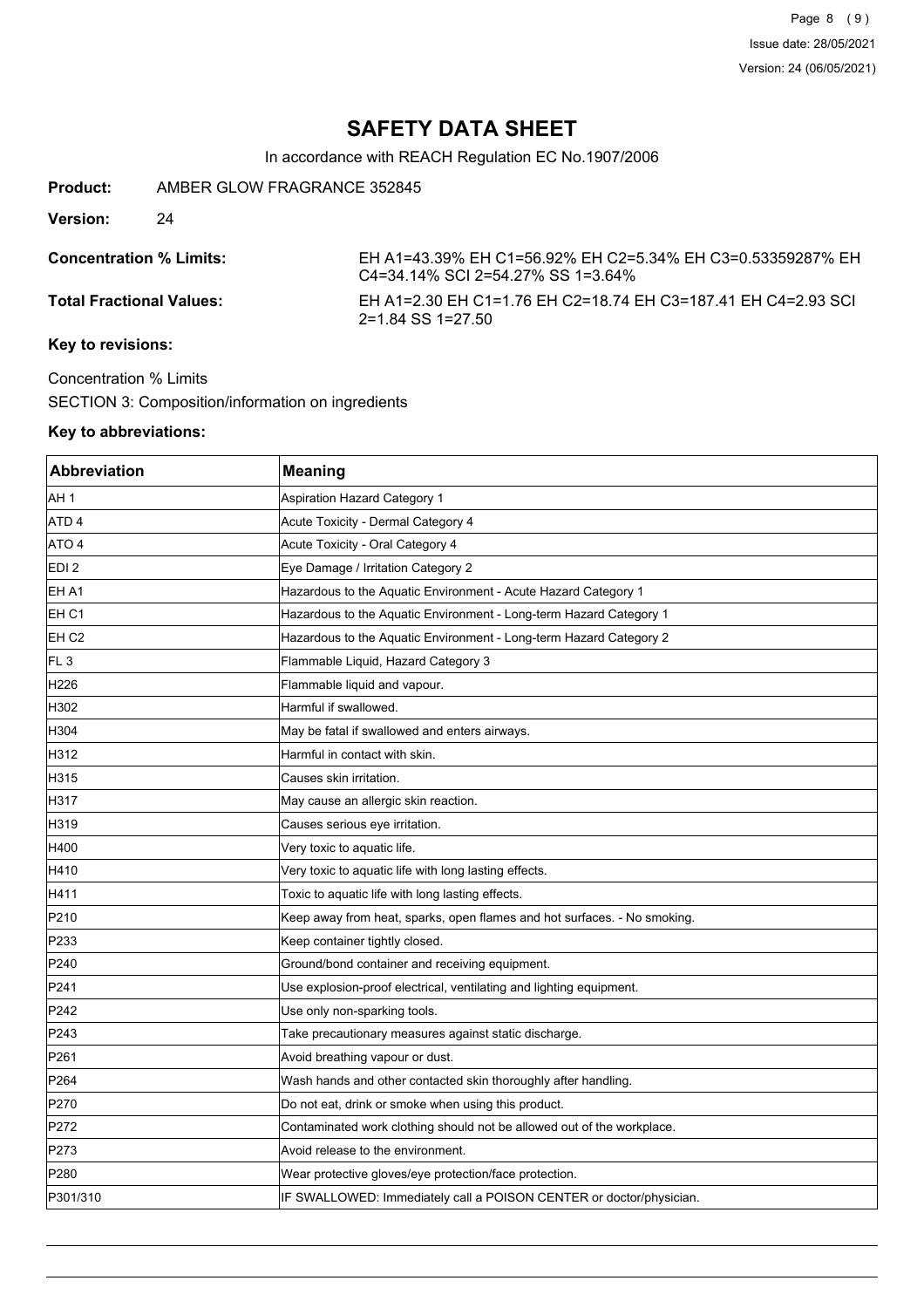# SAFETY DATA SHEET

In accordance with REACH Regulation EC No.1907/2006

**Product:** AMBER GLOW FRAGRANCE 352845

**Version:** 24

**Concentration % Limits:** EH A1=43.39% EH C1=56.92% EH C2=5.34% EH C3=0.53359287% EH C4=34.14% SCI 2=54.27% SS 1=3.64%

**Total Fractional Values:** EH A1=2.30 EH C1=1.76 EH C2=18.74 EH C3=187.41 EH C4=2.93 SCI 2=1.84 SS 1=27.50

**Key to revisions:**

Concentration % Limits

SECTION 3: Composition/information on ingredients

**Key to abbreviations:**

| Abbreviation | Meaning |
|---|---|
| AH 1 | Aspiration Hazard Category 1 |
| ATD 4 | Acute Toxicity - Dermal Category 4 |
| ATO 4 | Acute Toxicity - Oral Category 4 |
| EDI 2 | Eye Damage / Irritation Category 2 |
| EH A1 | Hazardous to the Aquatic Environment - Acute Hazard Category 1 |
| EH C1 | Hazardous to the Aquatic Environment - Long-term Hazard Category 1 |
| EH C2 | Hazardous to the Aquatic Environment - Long-term Hazard Category 2 |
| FL 3 | Flammable Liquid, Hazard Category 3 |
| H226 | Flammable liquid and vapour. |
| H302 | Harmful if swallowed. |
| H304 | May be fatal if swallowed and enters airways. |
| H312 | Harmful in contact with skin. |
| H315 | Causes skin irritation. |
| H317 | May cause an allergic skin reaction. |
| H319 | Causes serious eye irritation. |
| H400 | Very toxic to aquatic life. |
| H410 | Very toxic to aquatic life with long lasting effects. |
| H411 | Toxic to aquatic life with long lasting effects. |
| P210 | Keep away from heat, sparks, open flames and hot surfaces. - No smoking. |
| P233 | Keep container tightly closed. |
| P240 | Ground/bond container and receiving equipment. |
| P241 | Use explosion-proof electrical, ventilating and lighting equipment. |
| P242 | Use only non-sparking tools. |
| P243 | Take precautionary measures against static discharge. |
| P261 | Avoid breathing vapour or dust. |
| P264 | Wash hands and other contacted skin thoroughly after handling. |
| P270 | Do not eat, drink or smoke when using this product. |
| P272 | Contaminated work clothing should not be allowed out of the workplace. |
| P273 | Avoid release to the environment. |
| P280 | Wear protective gloves/eye protection/face protection. |
| P301/310 | IF SWALLOWED: Immediately call a POISON CENTER or doctor/physician. |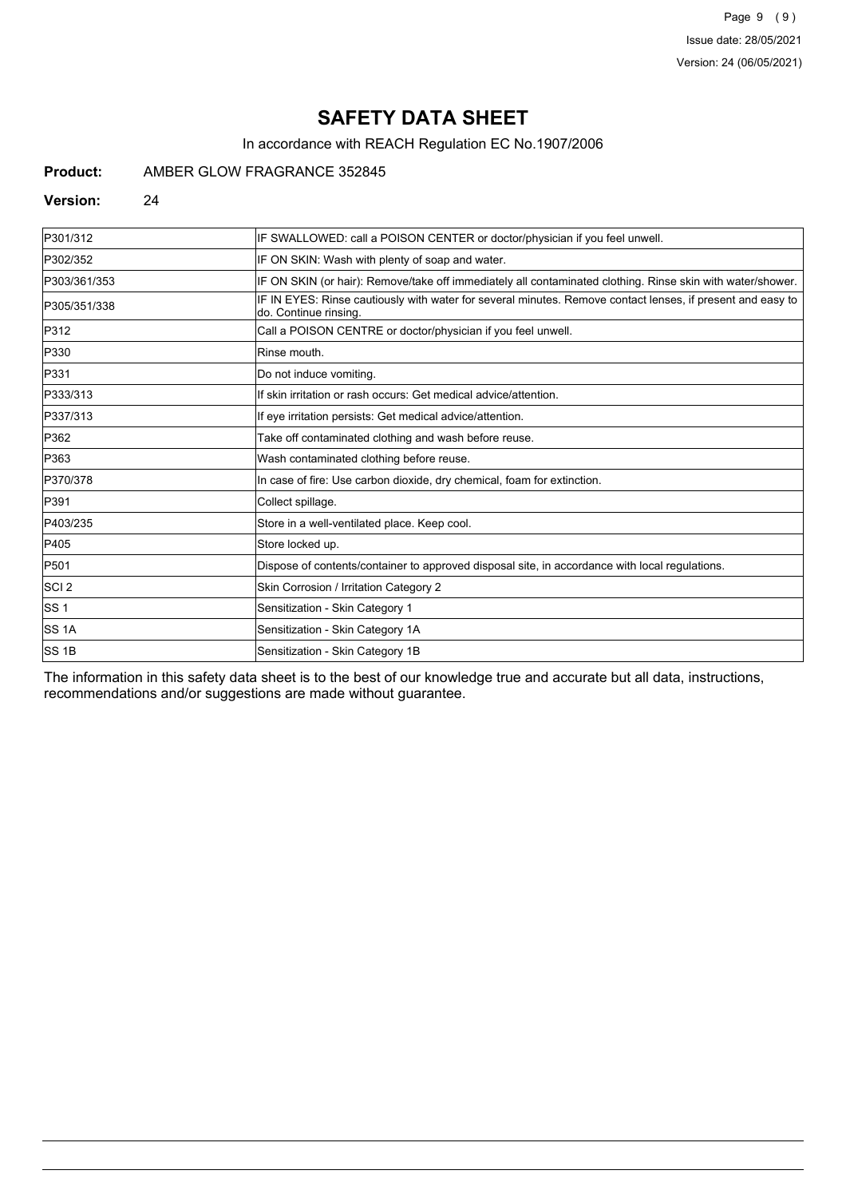# SAFETY DATA SHEET

In accordance with REACH Regulation EC No.1907/2006

**Product:** AMBER GLOW FRAGRANCE 352845

**Version:** 24

| | |
|---|---|
| P301/312 | IF SWALLOWED: call a POISON CENTER or doctor/physician if you feel unwell. |
| P302/352 | IF ON SKIN: Wash with plenty of soap and water. |
| P303/361/353 | IF ON SKIN (or hair): Remove/take off immediately all contaminated clothing. Rinse skin with water/shower. |
| P305/351/338 | IF IN EYES: Rinse cautiously with water for several minutes. Remove contact lenses, if present and easy to do. Continue rinsing. |
| P312 | Call a POISON CENTRE or doctor/physician if you feel unwell. |
| P330 | Rinse mouth. |
| P331 | Do not induce vomiting. |
| P333/313 | If skin irritation or rash occurs: Get medical advice/attention. |
| P337/313 | If eye irritation persists: Get medical advice/attention. |
| P362 | Take off contaminated clothing and wash before reuse. |
| P363 | Wash contaminated clothing before reuse. |
| P370/378 | In case of fire: Use carbon dioxide, dry chemical, foam for extinction. |
| P391 | Collect spillage. |
| P403/235 | Store in a well-ventilated place. Keep cool. |
| P405 | Store locked up. |
| P501 | Dispose of contents/container to approved disposal site, in accordance with local regulations. |
| SCI 2 | Skin Corrosion / Irritation Category 2 |
| SS 1 | Sensitization - Skin Category 1 |
| SS 1A | Sensitization - Skin Category 1A |
| SS 1B | Sensitization - Skin Category 1B |

The information in this safety data sheet is to the best of our knowledge true and accurate but all data, instructions, recommendations and/or suggestions are made without guarantee.